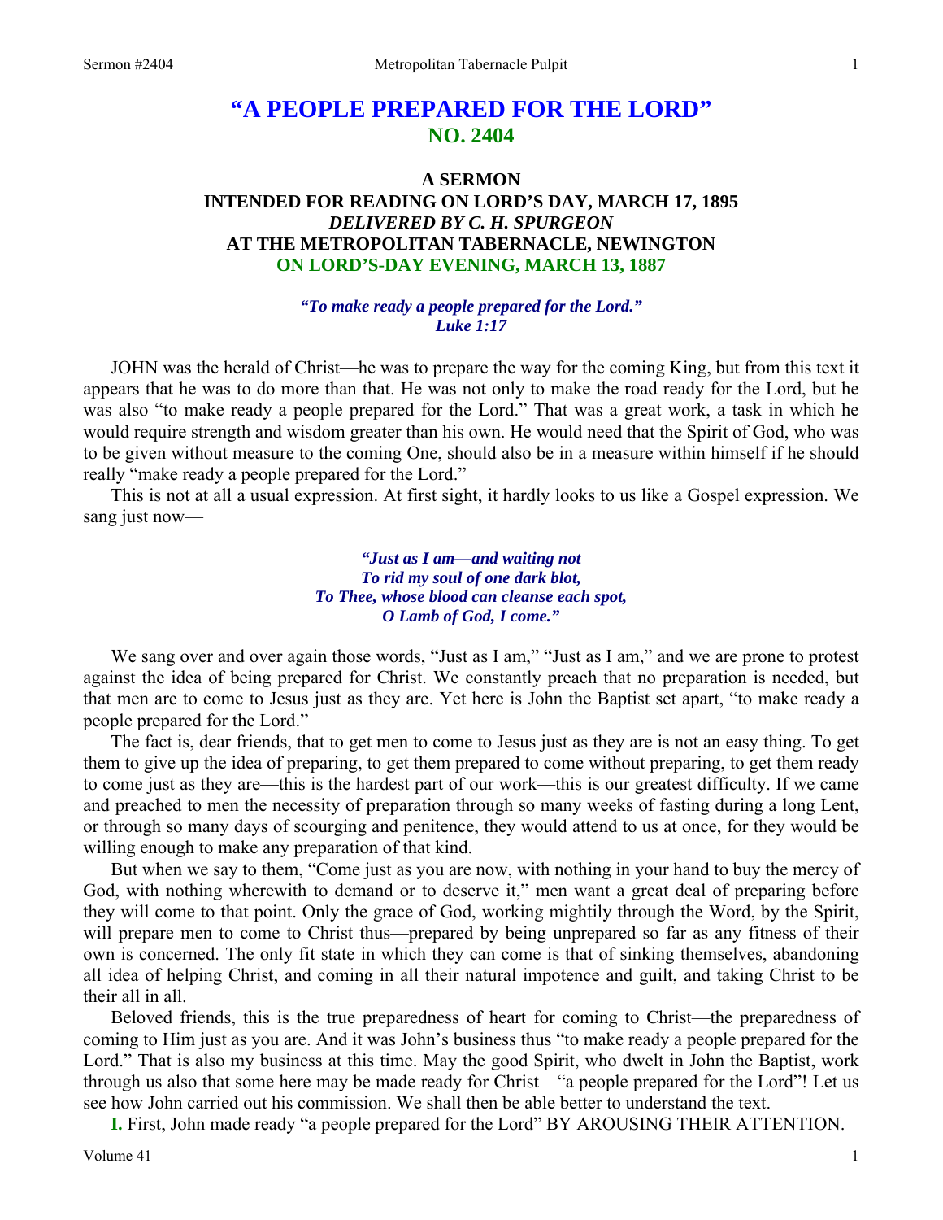# "A PEOPLE PREPARED FOR THE LORD"
## NO. 2404

### A SERMON
### INTENDED FOR READING ON LORD'S DAY, MARCH 17, 1895
### *DELIVERED BY C. H. SPURGEON*
### AT THE METROPOLITAN TABERNACLE, NEWINGTON
### ON LORD'S-DAY EVENING, MARCH 13, 1887

***"To make ready a people prepared for the Lord." Luke 1:17***

JOHN was the herald of Christ—he was to prepare the way for the coming King, but from this text it appears that he was to do more than that. He was not only to make the road ready for the Lord, but he was also "to make ready a people prepared for the Lord." That was a great work, a task in which he would require strength and wisdom greater than his own. He would need that the Spirit of God, who was to be given without measure to the coming One, should also be in a measure within himself if he should really "make ready a people prepared for the Lord."

This is not at all a usual expression. At first sight, it hardly looks to us like a Gospel expression. We sang just now—

> ***"Just as I am—and waiting not***
> ***To rid my soul of one dark blot,***
> ***To Thee, whose blood can cleanse each spot,***
> ***O Lamb of God, I come."***

We sang over and over again those words, "Just as I am," "Just as I am," and we are prone to protest against the idea of being prepared for Christ. We constantly preach that no preparation is needed, but that men are to come to Jesus just as they are. Yet here is John the Baptist set apart, "to make ready a people prepared for the Lord."

The fact is, dear friends, that to get men to come to Jesus just as they are is not an easy thing. To get them to give up the idea of preparing, to get them prepared to come without preparing, to get them ready to come just as they are—this is the hardest part of our work—this is our greatest difficulty. If we came and preached to men the necessity of preparation through so many weeks of fasting during a long Lent, or through so many days of scourging and penitence, they would attend to us at once, for they would be willing enough to make any preparation of that kind.

But when we say to them, "Come just as you are now, with nothing in your hand to buy the mercy of God, with nothing wherewith to demand or to deserve it," men want a great deal of preparing before they will come to that point. Only the grace of God, working mightily through the Word, by the Spirit, will prepare men to come to Christ thus—prepared by being unprepared so far as any fitness of their own is concerned. The only fit state in which they can come is that of sinking themselves, abandoning all idea of helping Christ, and coming in all their natural impotence and guilt, and taking Christ to be their all in all.

Beloved friends, this is the true preparedness of heart for coming to Christ—the preparedness of coming to Him just as you are. And it was John's business thus "to make ready a people prepared for the Lord." That is also my business at this time. May the good Spirit, who dwelt in John the Baptist, work through us also that some here may be made ready for Christ—"a people prepared for the Lord"! Let us see how John carried out his commission. We shall then be able better to understand the text.

**I.** First, John made ready "a people prepared for the Lord" BY AROUSING THEIR ATTENTION.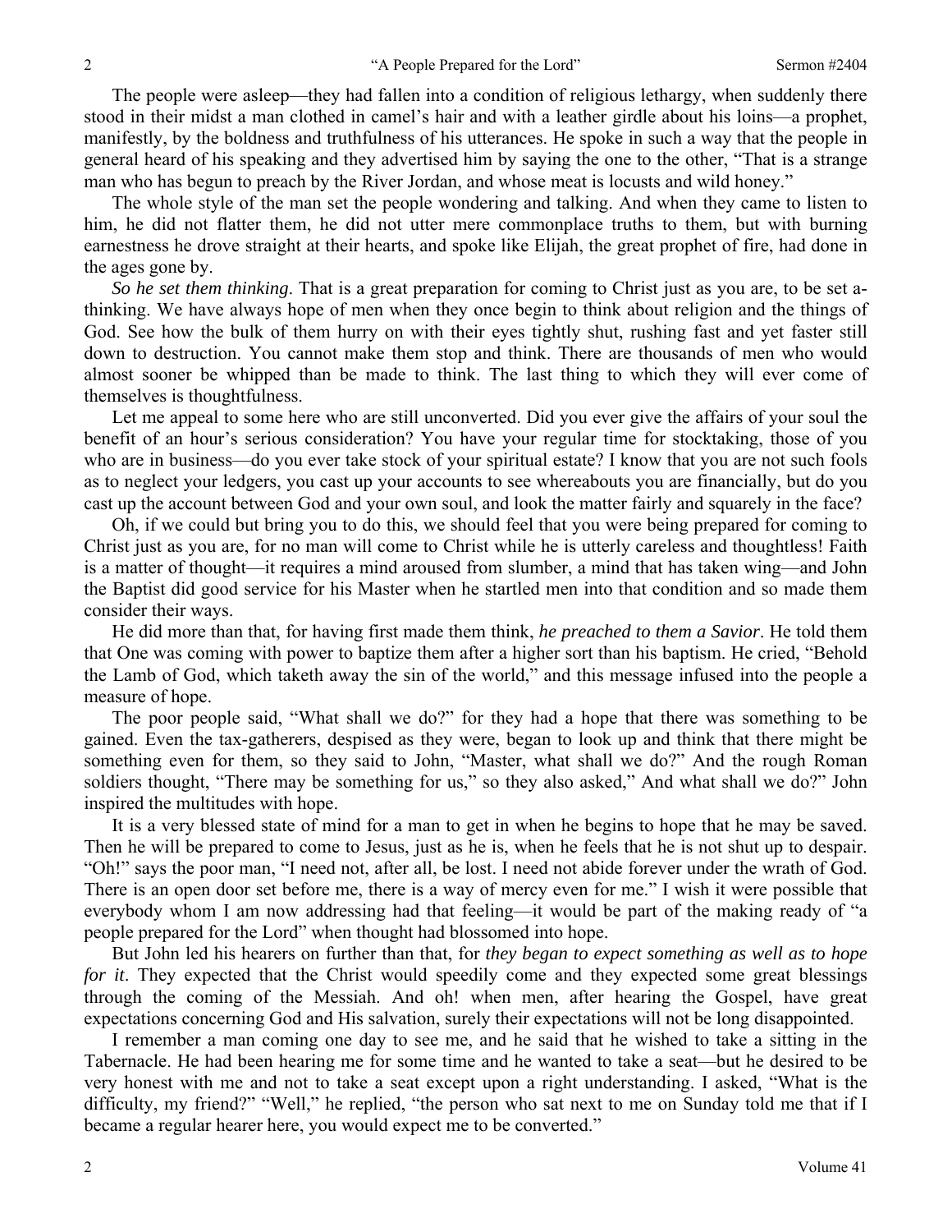The people were asleep—they had fallen into a condition of religious lethargy, when suddenly there stood in their midst a man clothed in camel's hair and with a leather girdle about his loins—a prophet, manifestly, by the boldness and truthfulness of his utterances. He spoke in such a way that the people in general heard of his speaking and they advertised him by saying the one to the other, "That is a strange man who has begun to preach by the River Jordan, and whose meat is locusts and wild honey."

The whole style of the man set the people wondering and talking. And when they came to listen to him, he did not flatter them, he did not utter mere commonplace truths to them, but with burning earnestness he drove straight at their hearts, and spoke like Elijah, the great prophet of fire, had done in the ages gone by.

*So he set them thinking*. That is a great preparation for coming to Christ just as you are, to be set a-thinking. We have always hope of men when they once begin to think about religion and the things of God. See how the bulk of them hurry on with their eyes tightly shut, rushing fast and yet faster still down to destruction. You cannot make them stop and think. There are thousands of men who would almost sooner be whipped than be made to think. The last thing to which they will ever come of themselves is thoughtfulness.

Let me appeal to some here who are still unconverted. Did you ever give the affairs of your soul the benefit of an hour's serious consideration? You have your regular time for stocktaking, those of you who are in business—do you ever take stock of your spiritual estate? I know that you are not such fools as to neglect your ledgers, you cast up your accounts to see whereabouts you are financially, but do you cast up the account between God and your own soul, and look the matter fairly and squarely in the face?

Oh, if we could but bring you to do this, we should feel that you were being prepared for coming to Christ just as you are, for no man will come to Christ while he is utterly careless and thoughtless! Faith is a matter of thought—it requires a mind aroused from slumber, a mind that has taken wing—and John the Baptist did good service for his Master when he startled men into that condition and so made them consider their ways.

He did more than that, for having first made them think, *he preached to them a Savior*. He told them that One was coming with power to baptize them after a higher sort than his baptism. He cried, "Behold the Lamb of God, which taketh away the sin of the world," and this message infused into the people a measure of hope.

The poor people said, "What shall we do?" for they had a hope that there was something to be gained. Even the tax-gatherers, despised as they were, began to look up and think that there might be something even for them, so they said to John, "Master, what shall we do?" And the rough Roman soldiers thought, "There may be something for us," so they also asked," And what shall we do?" John inspired the multitudes with hope.

It is a very blessed state of mind for a man to get in when he begins to hope that he may be saved. Then he will be prepared to come to Jesus, just as he is, when he feels that he is not shut up to despair. "Oh!" says the poor man, "I need not, after all, be lost. I need not abide forever under the wrath of God. There is an open door set before me, there is a way of mercy even for me." I wish it were possible that everybody whom I am now addressing had that feeling—it would be part of the making ready of "a people prepared for the Lord" when thought had blossomed into hope.

But John led his hearers on further than that, for *they began to expect something as well as to hope for it*. They expected that the Christ would speedily come and they expected some great blessings through the coming of the Messiah. And oh! when men, after hearing the Gospel, have great expectations concerning God and His salvation, surely their expectations will not be long disappointed.

I remember a man coming one day to see me, and he said that he wished to take a sitting in the Tabernacle. He had been hearing me for some time and he wanted to take a seat—but he desired to be very honest with me and not to take a seat except upon a right understanding. I asked, "What is the difficulty, my friend?" "Well," he replied, "the person who sat next to me on Sunday told me that if I became a regular hearer here, you would expect me to be converted."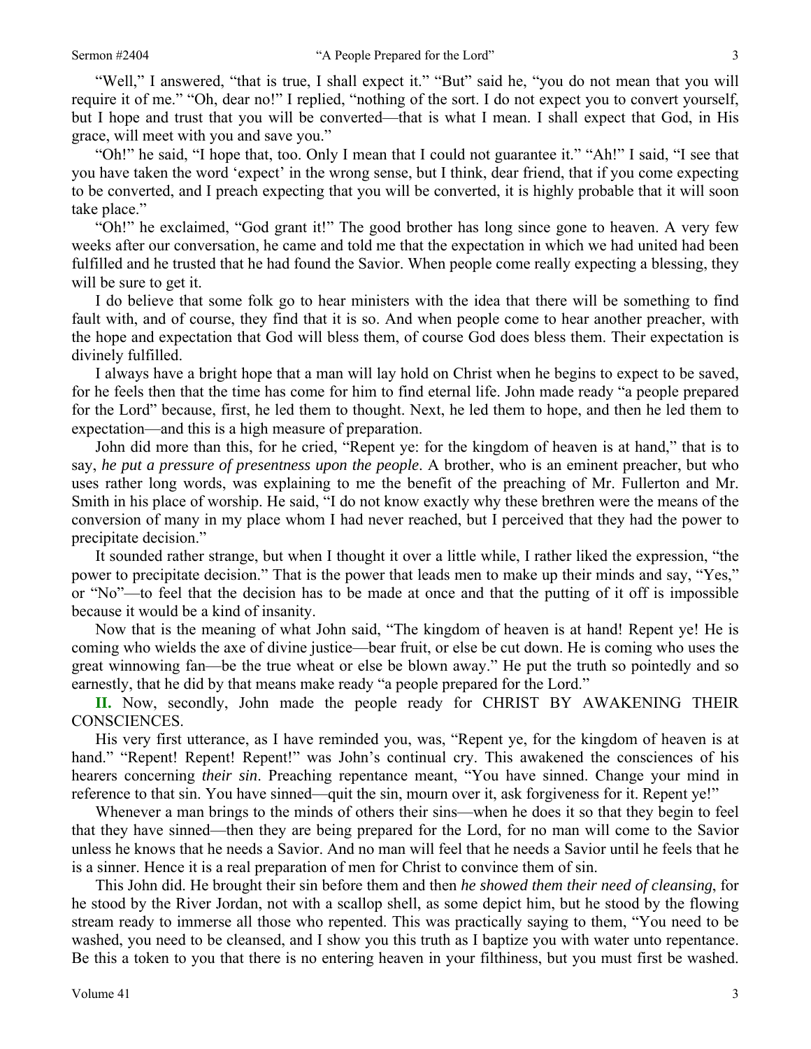"Well," I answered, "that is true, I shall expect it." "But" said he, "you do not mean that you will require it of me." "Oh, dear no!" I replied, "nothing of the sort. I do not expect you to convert yourself, but I hope and trust that you will be converted—that is what I mean. I shall expect that God, in His grace, will meet with you and save you."

"Oh!" he said, "I hope that, too. Only I mean that I could not guarantee it." "Ah!" I said, "I see that you have taken the word 'expect' in the wrong sense, but I think, dear friend, that if you come expecting to be converted, and I preach expecting that you will be converted, it is highly probable that it will soon take place."

"Oh!" he exclaimed, "God grant it!" The good brother has long since gone to heaven. A very few weeks after our conversation, he came and told me that the expectation in which we had united had been fulfilled and he trusted that he had found the Savior. When people come really expecting a blessing, they will be sure to get it.

I do believe that some folk go to hear ministers with the idea that there will be something to find fault with, and of course, they find that it is so. And when people come to hear another preacher, with the hope and expectation that God will bless them, of course God does bless them. Their expectation is divinely fulfilled.

I always have a bright hope that a man will lay hold on Christ when he begins to expect to be saved, for he feels then that the time has come for him to find eternal life. John made ready "a people prepared for the Lord" because, first, he led them to thought. Next, he led them to hope, and then he led them to expectation—and this is a high measure of preparation.

John did more than this, for he cried, "Repent ye: for the kingdom of heaven is at hand," that is to say, *he put a pressure of presentness upon the people*. A brother, who is an eminent preacher, but who uses rather long words, was explaining to me the benefit of the preaching of Mr. Fullerton and Mr. Smith in his place of worship. He said, "I do not know exactly why these brethren were the means of the conversion of many in my place whom I had never reached, but I perceived that they had the power to precipitate decision."

It sounded rather strange, but when I thought it over a little while, I rather liked the expression, "the power to precipitate decision." That is the power that leads men to make up their minds and say, "Yes," or "No"—to feel that the decision has to be made at once and that the putting of it off is impossible because it would be a kind of insanity.

Now that is the meaning of what John said, "The kingdom of heaven is at hand! Repent ye! He is coming who wields the axe of divine justice—bear fruit, or else be cut down. He is coming who uses the great winnowing fan—be the true wheat or else be blown away." He put the truth so pointedly and so earnestly, that he did by that means make ready "a people prepared for the Lord."

**II.** Now, secondly, John made the people ready for CHRIST BY AWAKENING THEIR CONSCIENCES.

His very first utterance, as I have reminded you, was, "Repent ye, for the kingdom of heaven is at hand." "Repent! Repent! Repent!" was John's continual cry. This awakened the consciences of his hearers concerning *their sin*. Preaching repentance meant, "You have sinned. Change your mind in reference to that sin. You have sinned—quit the sin, mourn over it, ask forgiveness for it. Repent ye!"

Whenever a man brings to the minds of others their sins—when he does it so that they begin to feel that they have sinned—then they are being prepared for the Lord, for no man will come to the Savior unless he knows that he needs a Savior. And no man will feel that he needs a Savior until he feels that he is a sinner. Hence it is a real preparation of men for Christ to convince them of sin.

This John did. He brought their sin before them and then *he showed them their need of cleansing*, for he stood by the River Jordan, not with a scallop shell, as some depict him, but he stood by the flowing stream ready to immerse all those who repented. This was practically saying to them, "You need to be washed, you need to be cleansed, and I show you this truth as I baptize you with water unto repentance. Be this a token to you that there is no entering heaven in your filthiness, but you must first be washed.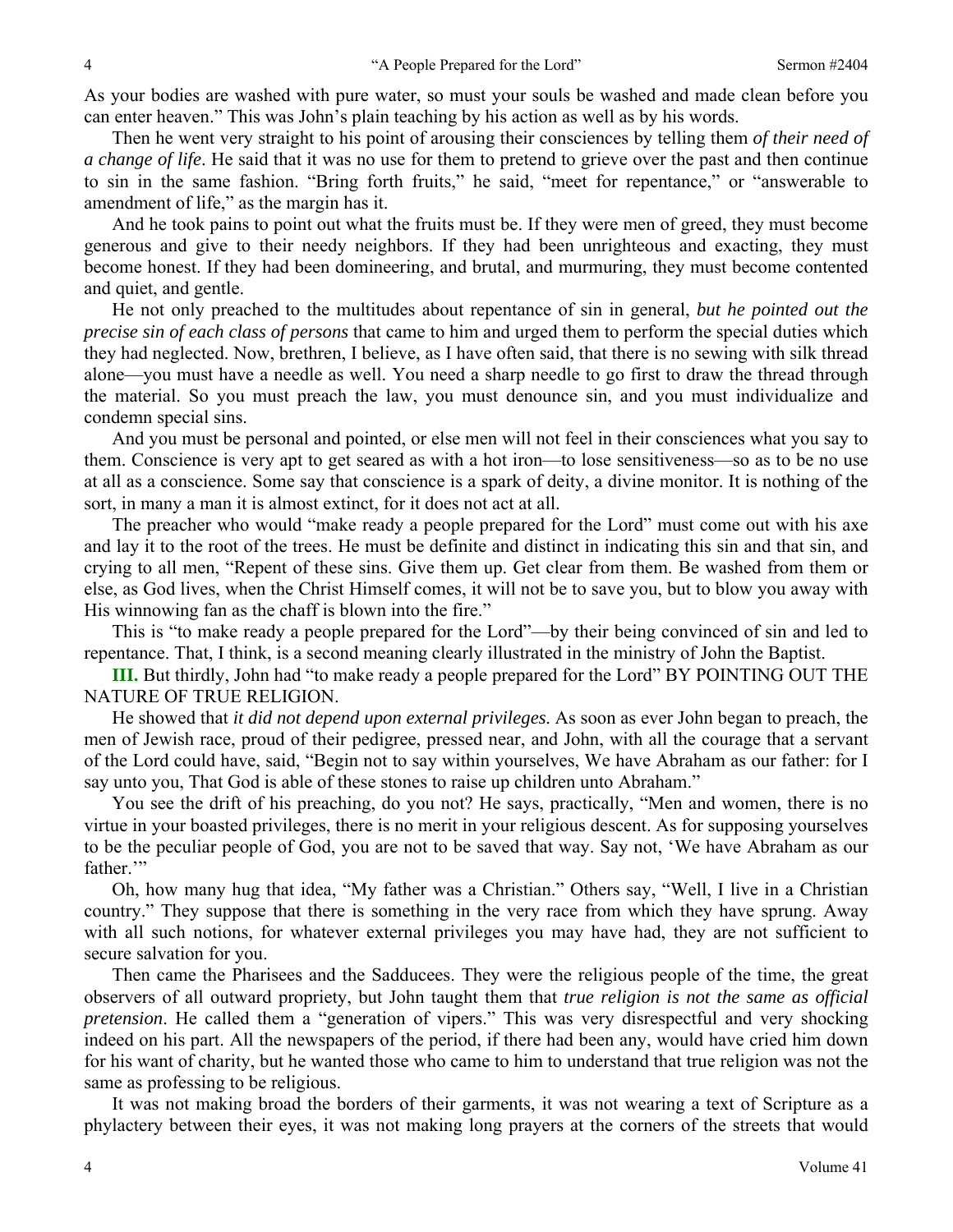As your bodies are washed with pure water, so must your souls be washed and made clean before you can enter heaven." This was John's plain teaching by his action as well as by his words.

Then he went very straight to his point of arousing their consciences by telling them *of their need of a change of life*. He said that it was no use for them to pretend to grieve over the past and then continue to sin in the same fashion. "Bring forth fruits," he said, "meet for repentance," or "answerable to amendment of life," as the margin has it.

And he took pains to point out what the fruits must be. If they were men of greed, they must become generous and give to their needy neighbors. If they had been unrighteous and exacting, they must become honest. If they had been domineering, and brutal, and murmuring, they must become contented and quiet, and gentle.

He not only preached to the multitudes about repentance of sin in general, *but he pointed out the precise sin of each class of persons* that came to him and urged them to perform the special duties which they had neglected. Now, brethren, I believe, as I have often said, that there is no sewing with silk thread alone—you must have a needle as well. You need a sharp needle to go first to draw the thread through the material. So you must preach the law, you must denounce sin, and you must individualize and condemn special sins.

And you must be personal and pointed, or else men will not feel in their consciences what you say to them. Conscience is very apt to get seared as with a hot iron—to lose sensitiveness—so as to be no use at all as a conscience. Some say that conscience is a spark of deity, a divine monitor. It is nothing of the sort, in many a man it is almost extinct, for it does not act at all.

The preacher who would "make ready a people prepared for the Lord" must come out with his axe and lay it to the root of the trees. He must be definite and distinct in indicating this sin and that sin, and crying to all men, "Repent of these sins. Give them up. Get clear from them. Be washed from them or else, as God lives, when the Christ Himself comes, it will not be to save you, but to blow you away with His winnowing fan as the chaff is blown into the fire."

This is "to make ready a people prepared for the Lord"—by their being convinced of sin and led to repentance. That, I think, is a second meaning clearly illustrated in the ministry of John the Baptist.

**III.** But thirdly, John had "to make ready a people prepared for the Lord" BY POINTING OUT THE NATURE OF TRUE RELIGION.

He showed that *it did not depend upon external privileges*. As soon as ever John began to preach, the men of Jewish race, proud of their pedigree, pressed near, and John, with all the courage that a servant of the Lord could have, said, "Begin not to say within yourselves, We have Abraham as our father: for I say unto you, That God is able of these stones to raise up children unto Abraham."

You see the drift of his preaching, do you not? He says, practically, "Men and women, there is no virtue in your boasted privileges, there is no merit in your religious descent. As for supposing yourselves to be the peculiar people of God, you are not to be saved that way. Say not, 'We have Abraham as our father.'"

Oh, how many hug that idea, "My father was a Christian." Others say, "Well, I live in a Christian country." They suppose that there is something in the very race from which they have sprung. Away with all such notions, for whatever external privileges you may have had, they are not sufficient to secure salvation for you.

Then came the Pharisees and the Sadducees. They were the religious people of the time, the great observers of all outward propriety, but John taught them that *true religion is not the same as official pretension*. He called them a "generation of vipers." This was very disrespectful and very shocking indeed on his part. All the newspapers of the period, if there had been any, would have cried him down for his want of charity, but he wanted those who came to him to understand that true religion was not the same as professing to be religious.

It was not making broad the borders of their garments, it was not wearing a text of Scripture as a phylactery between their eyes, it was not making long prayers at the corners of the streets that would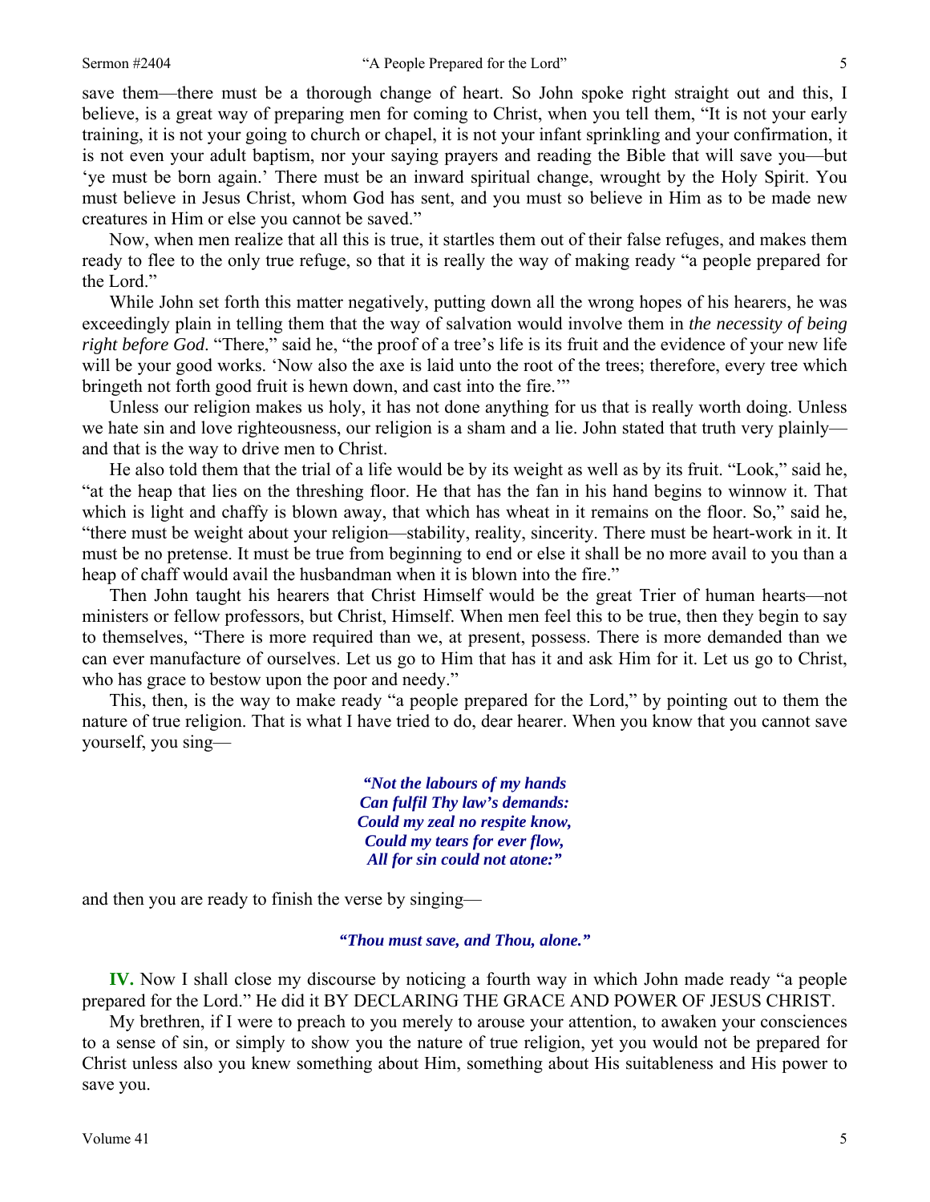save them—there must be a thorough change of heart. So John spoke right straight out and this, I believe, is a great way of preparing men for coming to Christ, when you tell them, "It is not your early training, it is not your going to church or chapel, it is not your infant sprinkling and your confirmation, it is not even your adult baptism, nor your saying prayers and reading the Bible that will save you—but 'ye must be born again.' There must be an inward spiritual change, wrought by the Holy Spirit. You must believe in Jesus Christ, whom God has sent, and you must so believe in Him as to be made new creatures in Him or else you cannot be saved."

Now, when men realize that all this is true, it startles them out of their false refuges, and makes them ready to flee to the only true refuge, so that it is really the way of making ready "a people prepared for the Lord."

While John set forth this matter negatively, putting down all the wrong hopes of his hearers, he was exceedingly plain in telling them that the way of salvation would involve them in *the necessity of being right before God*. "There," said he, "the proof of a tree's life is its fruit and the evidence of your new life will be your good works. 'Now also the axe is laid unto the root of the trees; therefore, every tree which bringeth not forth good fruit is hewn down, and cast into the fire.'"

Unless our religion makes us holy, it has not done anything for us that is really worth doing. Unless we hate sin and love righteousness, our religion is a sham and a lie. John stated that truth very plainly—and that is the way to drive men to Christ.

He also told them that the trial of a life would be by its weight as well as by its fruit. "Look," said he, "at the heap that lies on the threshing floor. He that has the fan in his hand begins to winnow it. That which is light and chaffy is blown away, that which has wheat in it remains on the floor. So," said he, "there must be weight about your religion—stability, reality, sincerity. There must be heart-work in it. It must be no pretense. It must be true from beginning to end or else it shall be no more avail to you than a heap of chaff would avail the husbandman when it is blown into the fire."

Then John taught his hearers that Christ Himself would be the great Trier of human hearts—not ministers or fellow professors, but Christ, Himself. When men feel this to be true, then they begin to say to themselves, "There is more required than we, at present, possess. There is more demanded than we can ever manufacture of ourselves. Let us go to Him that has it and ask Him for it. Let us go to Christ, who has grace to bestow upon the poor and needy."

This, then, is the way to make ready "a people prepared for the Lord," by pointing out to them the nature of true religion. That is what I have tried to do, dear hearer. When you know that you cannot save yourself, you sing—

> ***"Not the labours of my hands***
> ***Can fulfil Thy law's demands:***
> ***Could my zeal no respite know,***
> ***Could my tears for ever flow,***
> ***All for sin could not atone:"***

and then you are ready to finish the verse by singing—

> ***"Thou must save, and Thou, alone."***

**IV.** Now I shall close my discourse by noticing a fourth way in which John made ready "a people prepared for the Lord." He did it BY DECLARING THE GRACE AND POWER OF JESUS CHRIST.

My brethren, if I were to preach to you merely to arouse your attention, to awaken your consciences to a sense of sin, or simply to show you the nature of true religion, yet you would not be prepared for Christ unless also you knew something about Him, something about His suitableness and His power to save you.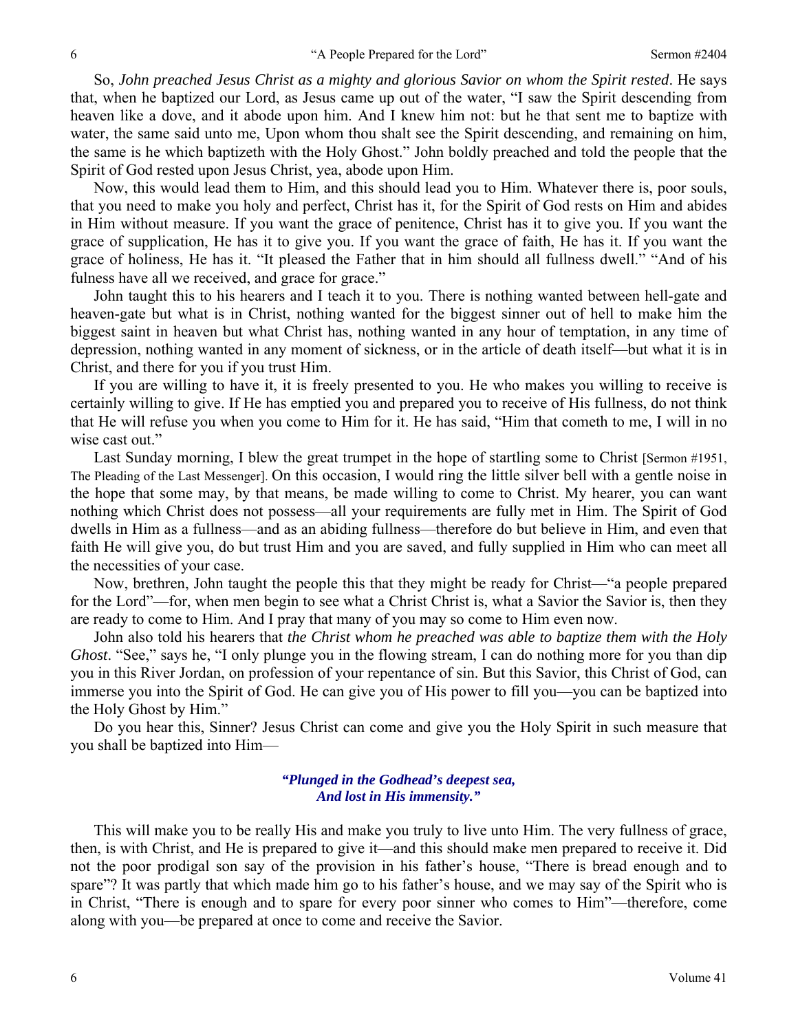So, *John preached Jesus Christ as a mighty and glorious Savior on whom the Spirit rested*. He says that, when he baptized our Lord, as Jesus came up out of the water, "I saw the Spirit descending from heaven like a dove, and it abode upon him. And I knew him not: but he that sent me to baptize with water, the same said unto me, Upon whom thou shalt see the Spirit descending, and remaining on him, the same is he which baptizeth with the Holy Ghost." John boldly preached and told the people that the Spirit of God rested upon Jesus Christ, yea, abode upon Him.

Now, this would lead them to Him, and this should lead you to Him. Whatever there is, poor souls, that you need to make you holy and perfect, Christ has it, for the Spirit of God rests on Him and abides in Him without measure. If you want the grace of penitence, Christ has it to give you. If you want the grace of supplication, He has it to give you. If you want the grace of faith, He has it. If you want the grace of holiness, He has it. "It pleased the Father that in him should all fullness dwell." "And of his fulness have all we received, and grace for grace."

John taught this to his hearers and I teach it to you. There is nothing wanted between hell-gate and heaven-gate but what is in Christ, nothing wanted for the biggest sinner out of hell to make him the biggest saint in heaven but what Christ has, nothing wanted in any hour of temptation, in any time of depression, nothing wanted in any moment of sickness, or in the article of death itself—but what it is in Christ, and there for you if you trust Him.

If you are willing to have it, it is freely presented to you. He who makes you willing to receive is certainly willing to give. If He has emptied you and prepared you to receive of His fullness, do not think that He will refuse you when you come to Him for it. He has said, "Him that cometh to me, I will in no wise cast out."

Last Sunday morning, I blew the great trumpet in the hope of startling some to Christ [Sermon #1951, The Pleading of the Last Messenger]. On this occasion, I would ring the little silver bell with a gentle noise in the hope that some may, by that means, be made willing to come to Christ. My hearer, you can want nothing which Christ does not possess—all your requirements are fully met in Him. The Spirit of God dwells in Him as a fullness—and as an abiding fullness—therefore do but believe in Him, and even that faith He will give you, do but trust Him and you are saved, and fully supplied in Him who can meet all the necessities of your case.

Now, brethren, John taught the people this that they might be ready for Christ—"a people prepared for the Lord"—for, when men begin to see what a Christ Christ is, what a Savior the Savior is, then they are ready to come to Him. And I pray that many of you may so come to Him even now.

John also told his hearers that *the Christ whom he preached was able to baptize them with the Holy Ghost*. "See," says he, "I only plunge you in the flowing stream, I can do nothing more for you than dip you in this River Jordan, on profession of your repentance of sin. But this Savior, this Christ of God, can immerse you into the Spirit of God. He can give you of His power to fill you—you can be baptized into the Holy Ghost by Him."

Do you hear this, Sinner? Jesus Christ can come and give you the Holy Spirit in such measure that you shall be baptized into Him—

> ***"Plunged in the Godhead's deepest sea,***
> ***And lost in His immensity."***

This will make you to be really His and make you truly to live unto Him. The very fullness of grace, then, is with Christ, and He is prepared to give it—and this should make men prepared to receive it. Did not the poor prodigal son say of the provision in his father's house, "There is bread enough and to spare"? It was partly that which made him go to his father's house, and we may say of the Spirit who is in Christ, "There is enough and to spare for every poor sinner who comes to Him"—therefore, come along with you—be prepared at once to come and receive the Savior.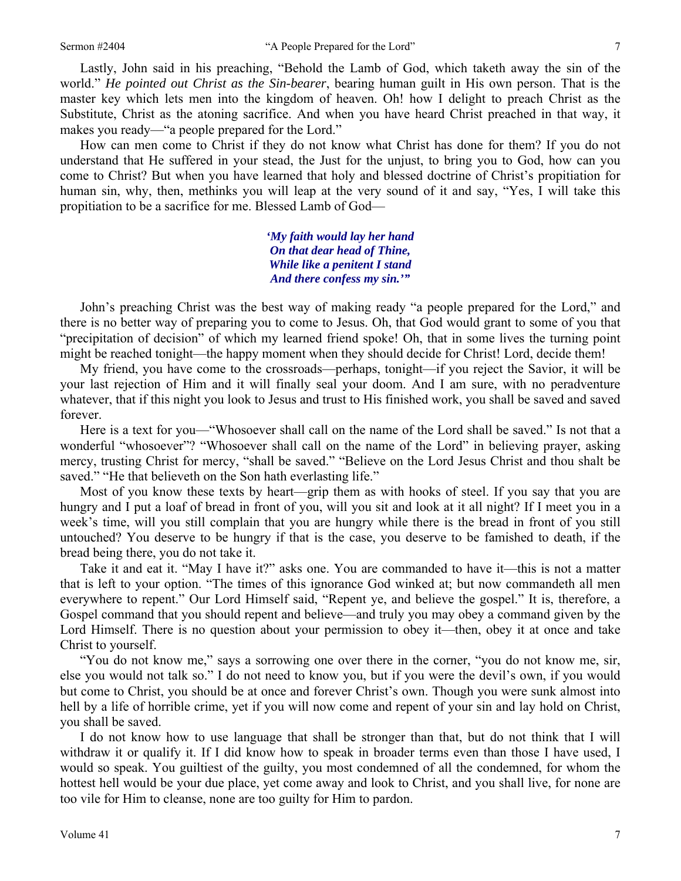Lastly, John said in his preaching, "Behold the Lamb of God, which taketh away the sin of the world." *He pointed out Christ as the Sin-bearer*, bearing human guilt in His own person. That is the master key which lets men into the kingdom of heaven. Oh! how I delight to preach Christ as the Substitute, Christ as the atoning sacrifice. And when you have heard Christ preached in that way, it makes you ready—"a people prepared for the Lord."

How can men come to Christ if they do not know what Christ has done for them? If you do not understand that He suffered in your stead, the Just for the unjust, to bring you to God, how can you come to Christ? But when you have learned that holy and blessed doctrine of Christ's propitiation for human sin, why, then, methinks you will leap at the very sound of it and say, "Yes, I will take this propitiation to be a sacrifice for me. Blessed Lamb of God—

> ***'My faith would lay her hand***
> ***On that dear head of Thine,***
> ***While like a penitent I stand***
> ***And there confess my sin.'"***

John's preaching Christ was the best way of making ready "a people prepared for the Lord," and there is no better way of preparing you to come to Jesus. Oh, that God would grant to some of you that "precipitation of decision" of which my learned friend spoke! Oh, that in some lives the turning point might be reached tonight—the happy moment when they should decide for Christ! Lord, decide them!

My friend, you have come to the crossroads—perhaps, tonight—if you reject the Savior, it will be your last rejection of Him and it will finally seal your doom. And I am sure, with no peradventure whatever, that if this night you look to Jesus and trust to His finished work, you shall be saved and saved forever.

Here is a text for you—"Whosoever shall call on the name of the Lord shall be saved." Is not that a wonderful "whosoever"? "Whosoever shall call on the name of the Lord" in believing prayer, asking mercy, trusting Christ for mercy, "shall be saved." "Believe on the Lord Jesus Christ and thou shalt be saved." "He that believeth on the Son hath everlasting life."

Most of you know these texts by heart—grip them as with hooks of steel. If you say that you are hungry and I put a loaf of bread in front of you, will you sit and look at it all night? If I meet you in a week's time, will you still complain that you are hungry while there is the bread in front of you still untouched? You deserve to be hungry if that is the case, you deserve to be famished to death, if the bread being there, you do not take it.

Take it and eat it. "May I have it?" asks one. You are commanded to have it—this is not a matter that is left to your option. "The times of this ignorance God winked at; but now commandeth all men everywhere to repent." Our Lord Himself said, "Repent ye, and believe the gospel." It is, therefore, a Gospel command that you should repent and believe—and truly you may obey a command given by the Lord Himself. There is no question about your permission to obey it—then, obey it at once and take Christ to yourself.

"You do not know me," says a sorrowing one over there in the corner, "you do not know me, sir, else you would not talk so." I do not need to know you, but if you were the devil's own, if you would but come to Christ, you should be at once and forever Christ's own. Though you were sunk almost into hell by a life of horrible crime, yet if you will now come and repent of your sin and lay hold on Christ, you shall be saved.

I do not know how to use language that shall be stronger than that, but do not think that I will withdraw it or qualify it. If I did know how to speak in broader terms even than those I have used, I would so speak. You guiltiest of the guilty, you most condemned of all the condemned, for whom the hottest hell would be your due place, yet come away and look to Christ, and you shall live, for none are too vile for Him to cleanse, none are too guilty for Him to pardon.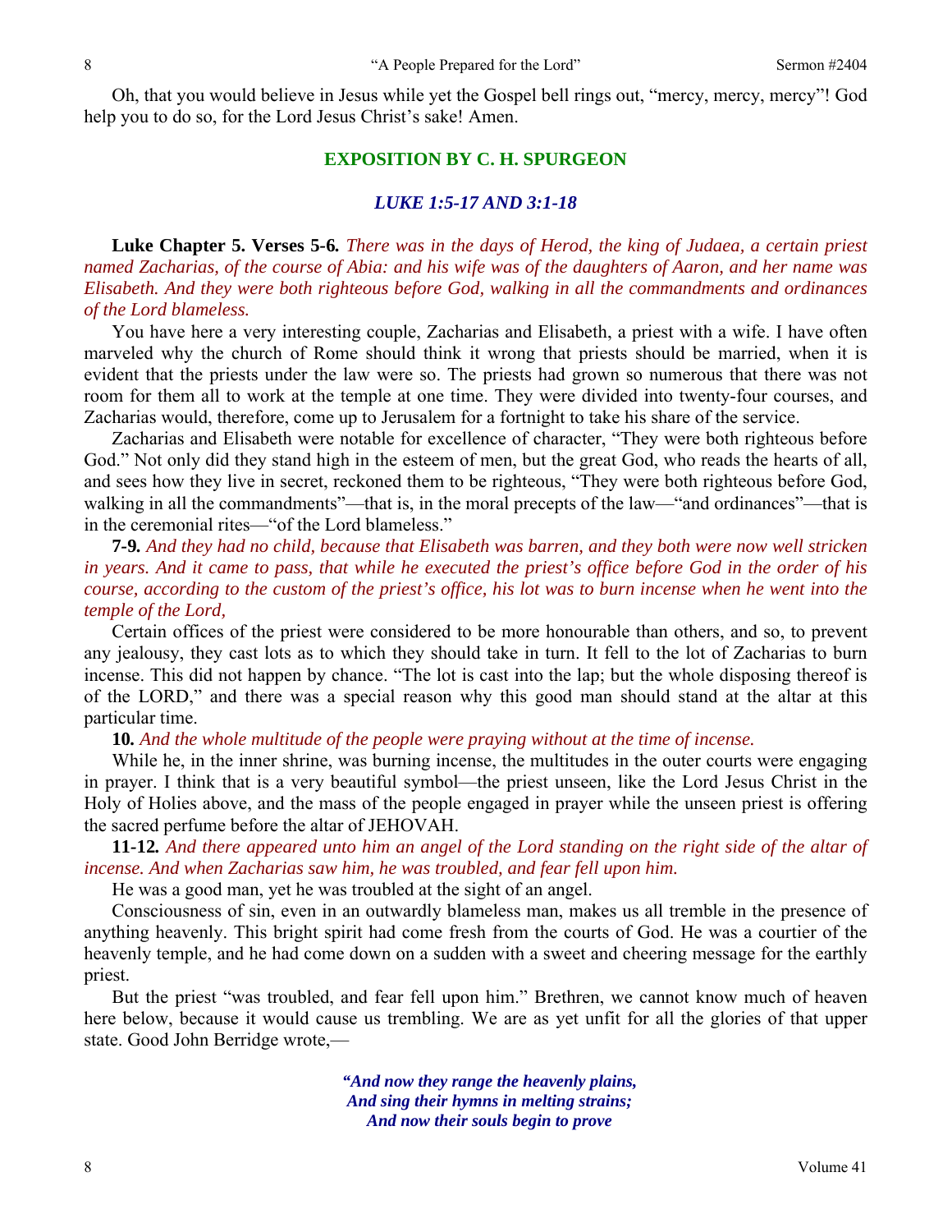Oh, that you would believe in Jesus while yet the Gospel bell rings out, "mercy, mercy, mercy"! God help you to do so, for the Lord Jesus Christ's sake! Amen.

## EXPOSITION BY C. H. SPURGEON

### *LUKE 1:5-17 AND 3:1-18*

**Luke Chapter 5. Verses 5-6.** *There was in the days of Herod, the king of Judaea, a certain priest named Zacharias, of the course of Abia: and his wife was of the daughters of Aaron, and her name was Elisabeth. And they were both righteous before God, walking in all the commandments and ordinances of the Lord blameless.*

You have here a very interesting couple, Zacharias and Elisabeth, a priest with a wife. I have often marveled why the church of Rome should think it wrong that priests should be married, when it is evident that the priests under the law were so. The priests had grown so numerous that there was not room for them all to work at the temple at one time. They were divided into twenty-four courses, and Zacharias would, therefore, come up to Jerusalem for a fortnight to take his share of the service.

Zacharias and Elisabeth were notable for excellence of character, "They were both righteous before God." Not only did they stand high in the esteem of men, but the great God, who reads the hearts of all, and sees how they live in secret, reckoned them to be righteous, "They were both righteous before God, walking in all the commandments"—that is, in the moral precepts of the law—"and ordinances"—that is in the ceremonial rites—"of the Lord blameless."

**7-9.** *And they had no child, because that Elisabeth was barren, and they both were now well stricken in years. And it came to pass, that while he executed the priest's office before God in the order of his course, according to the custom of the priest's office, his lot was to burn incense when he went into the temple of the Lord,*

Certain offices of the priest were considered to be more honourable than others, and so, to prevent any jealousy, they cast lots as to which they should take in turn. It fell to the lot of Zacharias to burn incense. This did not happen by chance. "The lot is cast into the lap; but the whole disposing thereof is of the LORD," and there was a special reason why this good man should stand at the altar at this particular time.

**10.** *And the whole multitude of the people were praying without at the time of incense.*

While he, in the inner shrine, was burning incense, the multitudes in the outer courts were engaging in prayer. I think that is a very beautiful symbol—the priest unseen, like the Lord Jesus Christ in the Holy of Holies above, and the mass of the people engaged in prayer while the unseen priest is offering the sacred perfume before the altar of JEHOVAH.

**11-12.** *And there appeared unto him an angel of the Lord standing on the right side of the altar of incense. And when Zacharias saw him, he was troubled, and fear fell upon him.*

He was a good man, yet he was troubled at the sight of an angel.

Consciousness of sin, even in an outwardly blameless man, makes us all tremble in the presence of anything heavenly. This bright spirit had come fresh from the courts of God. He was a courtier of the heavenly temple, and he had come down on a sudden with a sweet and cheering message for the earthly priest.

But the priest "was troubled, and fear fell upon him." Brethren, we cannot know much of heaven here below, because it would cause us trembling. We are as yet unfit for all the glories of that upper state. Good John Berridge wrote,—

> ***"And now they range the heavenly plains,***
> ***And sing their hymns in melting strains;***
> ***And now their souls begin to prove***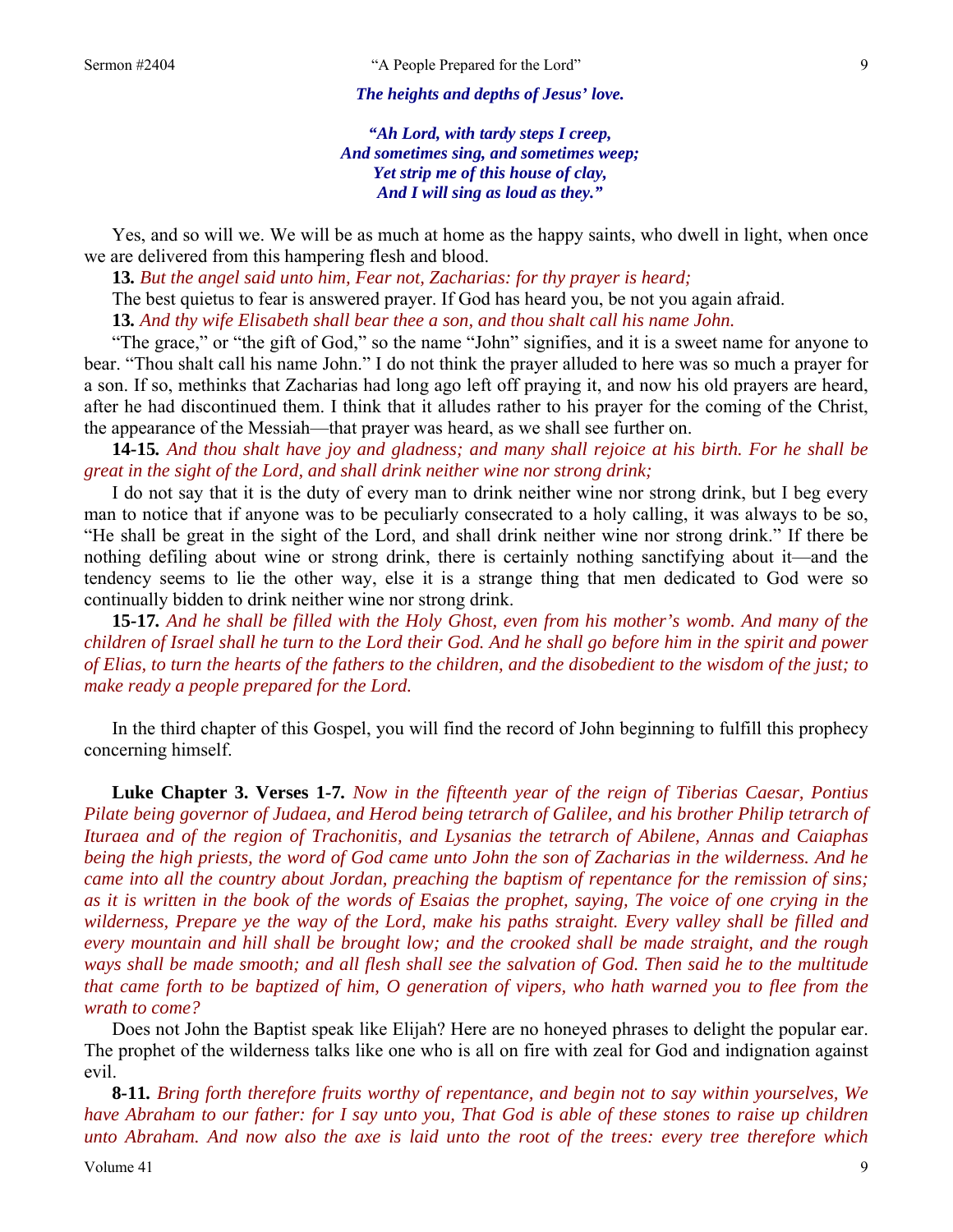*The heights and depths of Jesus' love.*

*"Ah Lord, with tardy steps I creep,*
*And sometimes sing, and sometimes weep;*
*Yet strip me of this house of clay,*
*And I will sing as loud as they."*

Yes, and so will we. We will be as much at home as the happy saints, who dwell in light, when once we are delivered from this hampering flesh and blood.

**13.** *But the angel said unto him, Fear not, Zacharias: for thy prayer is heard;*

The best quietus to fear is answered prayer. If God has heard you, be not you again afraid.

**13.** *And thy wife Elisabeth shall bear thee a son, and thou shalt call his name John.*

"The grace," or "the gift of God," so the name "John" signifies, and it is a sweet name for anyone to bear. "Thou shalt call his name John." I do not think the prayer alluded to here was so much a prayer for a son. If so, methinks that Zacharias had long ago left off praying it, and now his old prayers are heard, after he had discontinued them. I think that it alludes rather to his prayer for the coming of the Christ, the appearance of the Messiah—that prayer was heard, as we shall see further on.

**14-15.** *And thou shalt have joy and gladness; and many shall rejoice at his birth. For he shall be great in the sight of the Lord, and shall drink neither wine nor strong drink;*

I do not say that it is the duty of every man to drink neither wine nor strong drink, but I beg every man to notice that if anyone was to be peculiarly consecrated to a holy calling, it was always to be so, "He shall be great in the sight of the Lord, and shall drink neither wine nor strong drink." If there be nothing defiling about wine or strong drink, there is certainly nothing sanctifying about it—and the tendency seems to lie the other way, else it is a strange thing that men dedicated to God were so continually bidden to drink neither wine nor strong drink.

**15-17.** *And he shall be filled with the Holy Ghost, even from his mother's womb. And many of the children of Israel shall he turn to the Lord their God. And he shall go before him in the spirit and power of Elias, to turn the hearts of the fathers to the children, and the disobedient to the wisdom of the just; to make ready a people prepared for the Lord.*

In the third chapter of this Gospel, you will find the record of John beginning to fulfill this prophecy concerning himself.

**Luke Chapter 3. Verses 1-7.** *Now in the fifteenth year of the reign of Tiberias Caesar, Pontius Pilate being governor of Judaea, and Herod being tetrarch of Galilee, and his brother Philip tetrarch of Ituraea and of the region of Trachonitis, and Lysanias the tetrarch of Abilene, Annas and Caiaphas being the high priests, the word of God came unto John the son of Zacharias in the wilderness. And he came into all the country about Jordan, preaching the baptism of repentance for the remission of sins; as it is written in the book of the words of Esaias the prophet, saying, The voice of one crying in the wilderness, Prepare ye the way of the Lord, make his paths straight. Every valley shall be filled and every mountain and hill shall be brought low; and the crooked shall be made straight, and the rough ways shall be made smooth; and all flesh shall see the salvation of God. Then said he to the multitude that came forth to be baptized of him, O generation of vipers, who hath warned you to flee from the wrath to come?*

Does not John the Baptist speak like Elijah? Here are no honeyed phrases to delight the popular ear. The prophet of the wilderness talks like one who is all on fire with zeal for God and indignation against evil.

**8-11.** *Bring forth therefore fruits worthy of repentance, and begin not to say within yourselves, We have Abraham to our father: for I say unto you, That God is able of these stones to raise up children unto Abraham. And now also the axe is laid unto the root of the trees: every tree therefore which*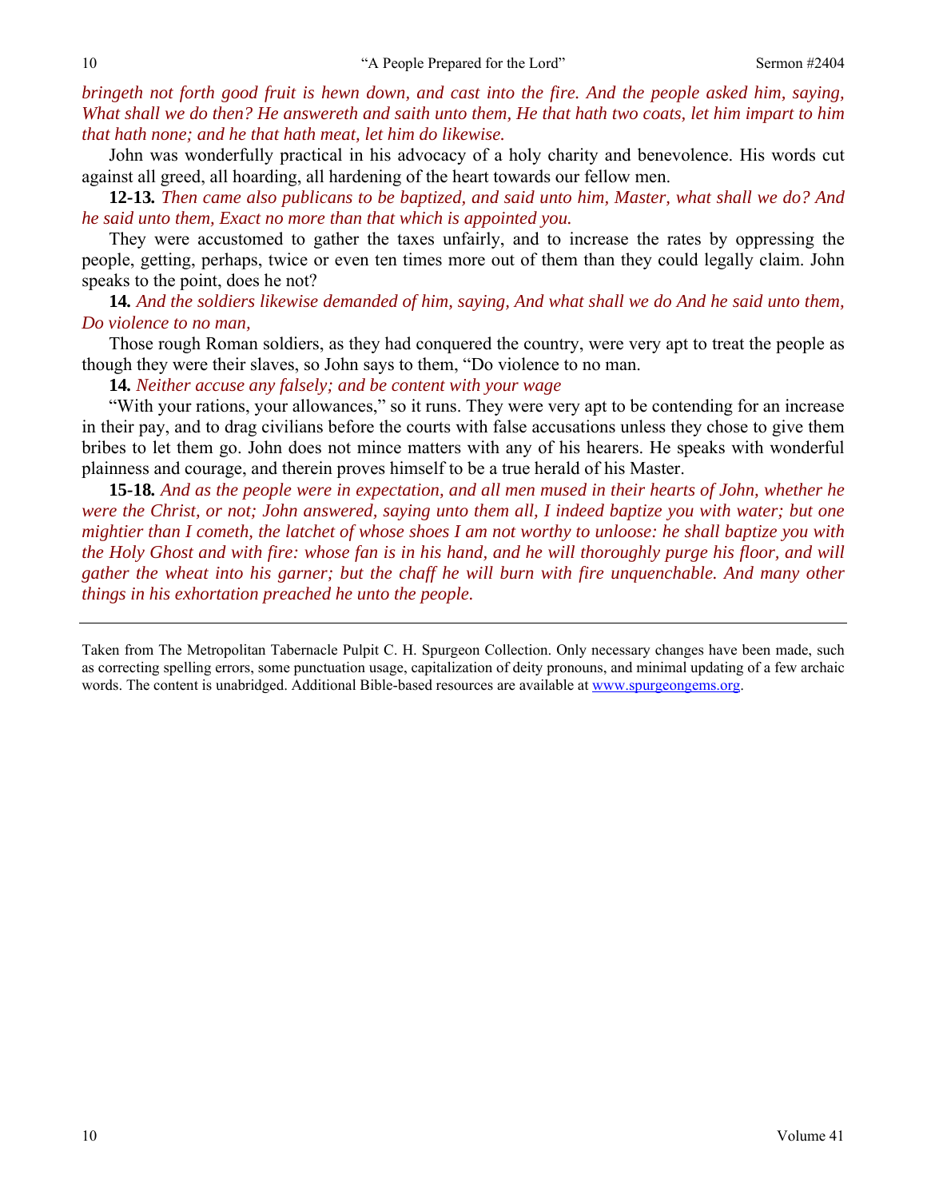*bringeth not forth good fruit is hewn down, and cast into the fire. And the people asked him, saying, What shall we do then? He answereth and saith unto them, He that hath two coats, let him impart to him that hath none; and he that hath meat, let him do likewise.*

John was wonderfully practical in his advocacy of a holy charity and benevolence. His words cut against all greed, all hoarding, all hardening of the heart towards our fellow men.

**12-13.** *Then came also publicans to be baptized, and said unto him, Master, what shall we do? And he said unto them, Exact no more than that which is appointed you.*

They were accustomed to gather the taxes unfairly, and to increase the rates by oppressing the people, getting, perhaps, twice or even ten times more out of them than they could legally claim. John speaks to the point, does he not?

**14.** *And the soldiers likewise demanded of him, saying, And what shall we do And he said unto them, Do violence to no man,*

Those rough Roman soldiers, as they had conquered the country, were very apt to treat the people as though they were their slaves, so John says to them, "Do violence to no man.

**14.** *Neither accuse any falsely; and be content with your wage*

"With your rations, your allowances," so it runs. They were very apt to be contending for an increase in their pay, and to drag civilians before the courts with false accusations unless they chose to give them bribes to let them go. John does not mince matters with any of his hearers. He speaks with wonderful plainness and courage, and therein proves himself to be a true herald of his Master.

**15-18.** *And as the people were in expectation, and all men mused in their hearts of John, whether he were the Christ, or not; John answered, saying unto them all, I indeed baptize you with water; but one mightier than I cometh, the latchet of whose shoes I am not worthy to unloose: he shall baptize you with the Holy Ghost and with fire: whose fan is in his hand, and he will thoroughly purge his floor, and will gather the wheat into his garner; but the chaff he will burn with fire unquenchable. And many other things in his exhortation preached he unto the people.*

---

Taken from The Metropolitan Tabernacle Pulpit C. H. Spurgeon Collection. Only necessary changes have been made, such as correcting spelling errors, some punctuation usage, capitalization of deity pronouns, and minimal updating of a few archaic words. The content is unabridged. Additional Bible-based resources are available at www.spurgeongems.org.